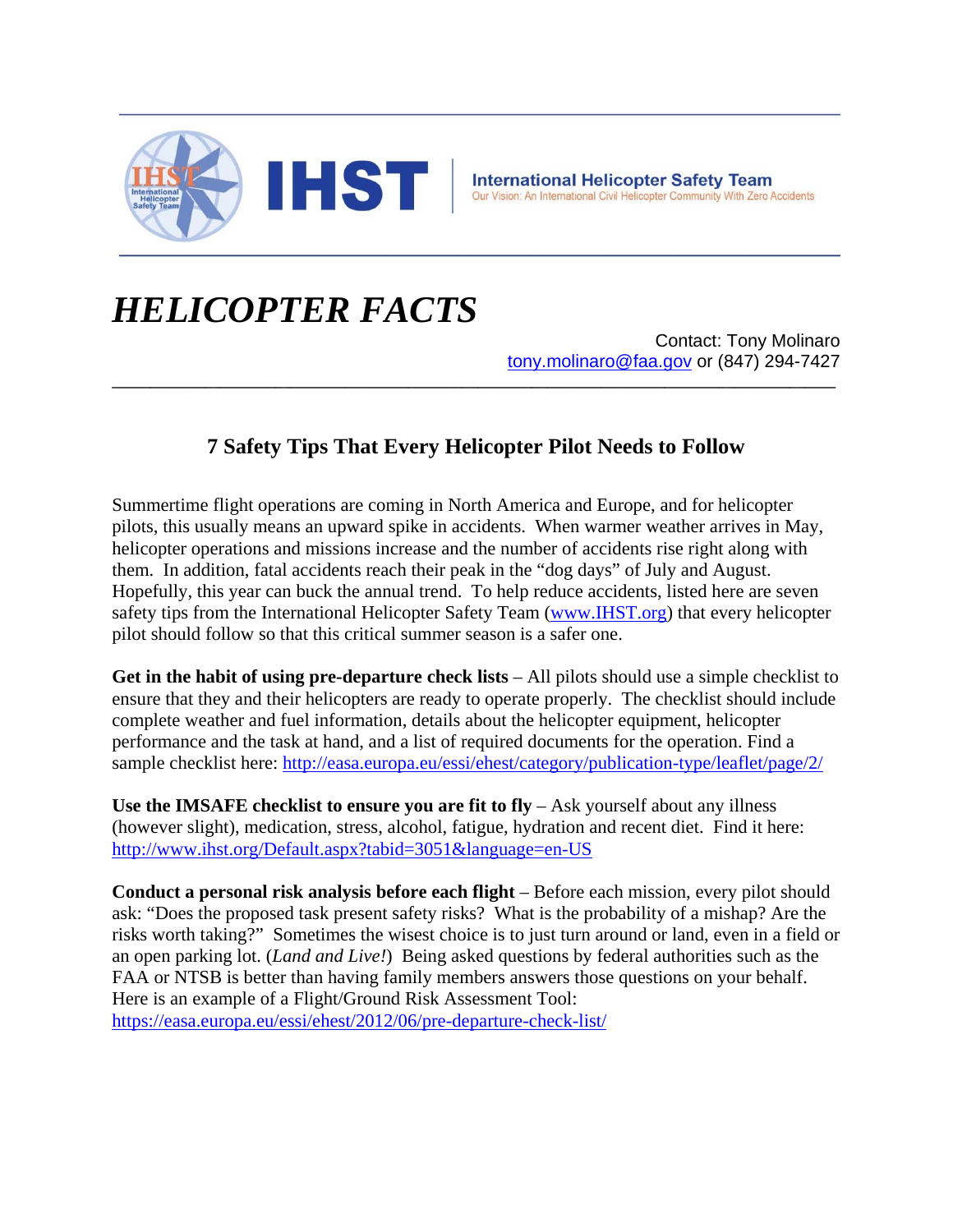IHST **International Helicopter Safety Team**

Our Vision: An International Civil Helicopter Community With Zero Accidents

# *HELICOPTER FACTS*

Contact: Tony Molinaro
tony.molinaro@faa.gov or (847) 294-7427

## 7 Safety Tips That Every Helicopter Pilot Needs to Follow

Summertime flight operations are coming in North America and Europe, and for helicopter pilots, this usually means an upward spike in accidents. When warmer weather arrives in May, helicopter operations and missions increase and the number of accidents rise right along with them. In addition, fatal accidents reach their peak in the "dog days" of July and August. Hopefully, this year can buck the annual trend. To help reduce accidents, listed here are seven safety tips from the International Helicopter Safety Team (www.IHST.org) that every helicopter pilot should follow so that this critical summer season is a safer one.

**Get in the habit of using pre-departure check lists** – All pilots should use a simple checklist to ensure that they and their helicopters are ready to operate properly. The checklist should include complete weather and fuel information, details about the helicopter equipment, helicopter performance and the task at hand, and a list of required documents for the operation. Find a sample checklist here: http://easa.europa.eu/essi/ehest/category/publication-type/leaflet/page/2/

**Use the IMSAFE checklist to ensure you are fit to fly** – Ask yourself about any illness (however slight), medication, stress, alcohol, fatigue, hydration and recent diet. Find it here: http://www.ihst.org/Default.aspx?tabid=3051&language=en-US

**Conduct a personal risk analysis before each flight** – Before each mission, every pilot should ask: "Does the proposed task present safety risks? What is the probability of a mishap? Are the risks worth taking?" Sometimes the wisest choice is to just turn around or land, even in a field or an open parking lot. (*Land and Live!*) Being asked questions by federal authorities such as the FAA or NTSB is better than having family members answers those questions on your behalf. Here is an example of a Flight/Ground Risk Assessment Tool: https://easa.europa.eu/essi/ehest/2012/06/pre-departure-check-list/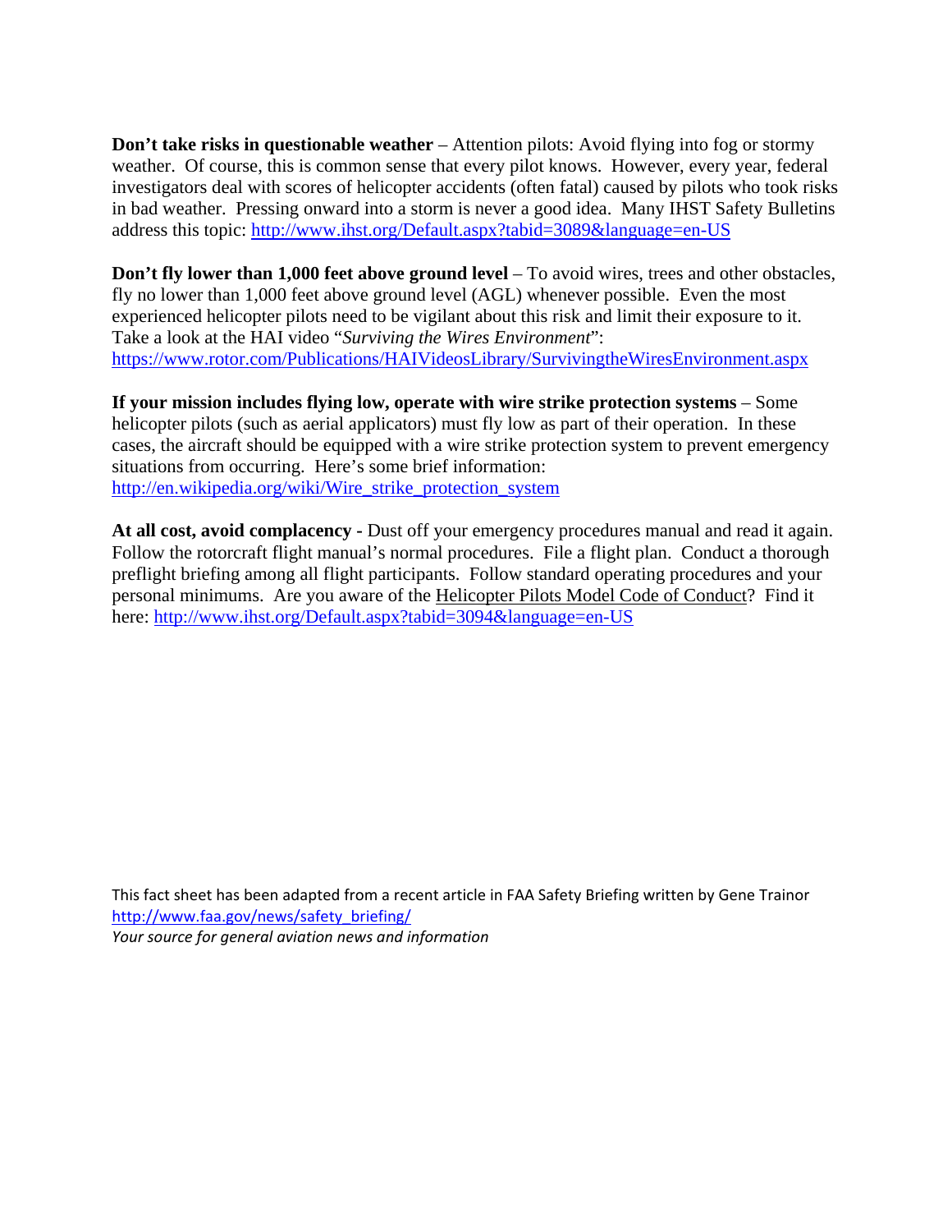**Don't take risks in questionable weather** – Attention pilots: Avoid flying into fog or stormy weather. Of course, this is common sense that every pilot knows. However, every year, federal investigators deal with scores of helicopter accidents (often fatal) caused by pilots who took risks in bad weather. Pressing onward into a storm is never a good idea. Many IHST Safety Bulletins address this topic: http://www.ihst.org/Default.aspx?tabid=3089&language=en-US

**Don't fly lower than 1,000 feet above ground level** – To avoid wires, trees and other obstacles, fly no lower than 1,000 feet above ground level (AGL) whenever possible. Even the most experienced helicopter pilots need to be vigilant about this risk and limit their exposure to it. Take a look at the HAI video "*Surviving the Wires Environment*": https://www.rotor.com/Publications/HAIVideosLibrary/SurvivingtheWiresEnvironment.aspx

**If your mission includes flying low, operate with wire strike protection systems** – Some helicopter pilots (such as aerial applicators) must fly low as part of their operation. In these cases, the aircraft should be equipped with a wire strike protection system to prevent emergency situations from occurring. Here's some brief information: http://en.wikipedia.org/wiki/Wire_strike_protection_system

**At all cost, avoid complacency -** Dust off your emergency procedures manual and read it again. Follow the rotorcraft flight manual's normal procedures. File a flight plan. Conduct a thorough preflight briefing among all flight participants. Follow standard operating procedures and your personal minimums. Are you aware of the Helicopter Pilots Model Code of Conduct? Find it here: http://www.ihst.org/Default.aspx?tabid=3094&language=en-US

This fact sheet has been adapted from a recent article in FAA Safety Briefing written by Gene Trainor
http://www.faa.gov/news/safety_briefing/
*Your source for general aviation news and information*